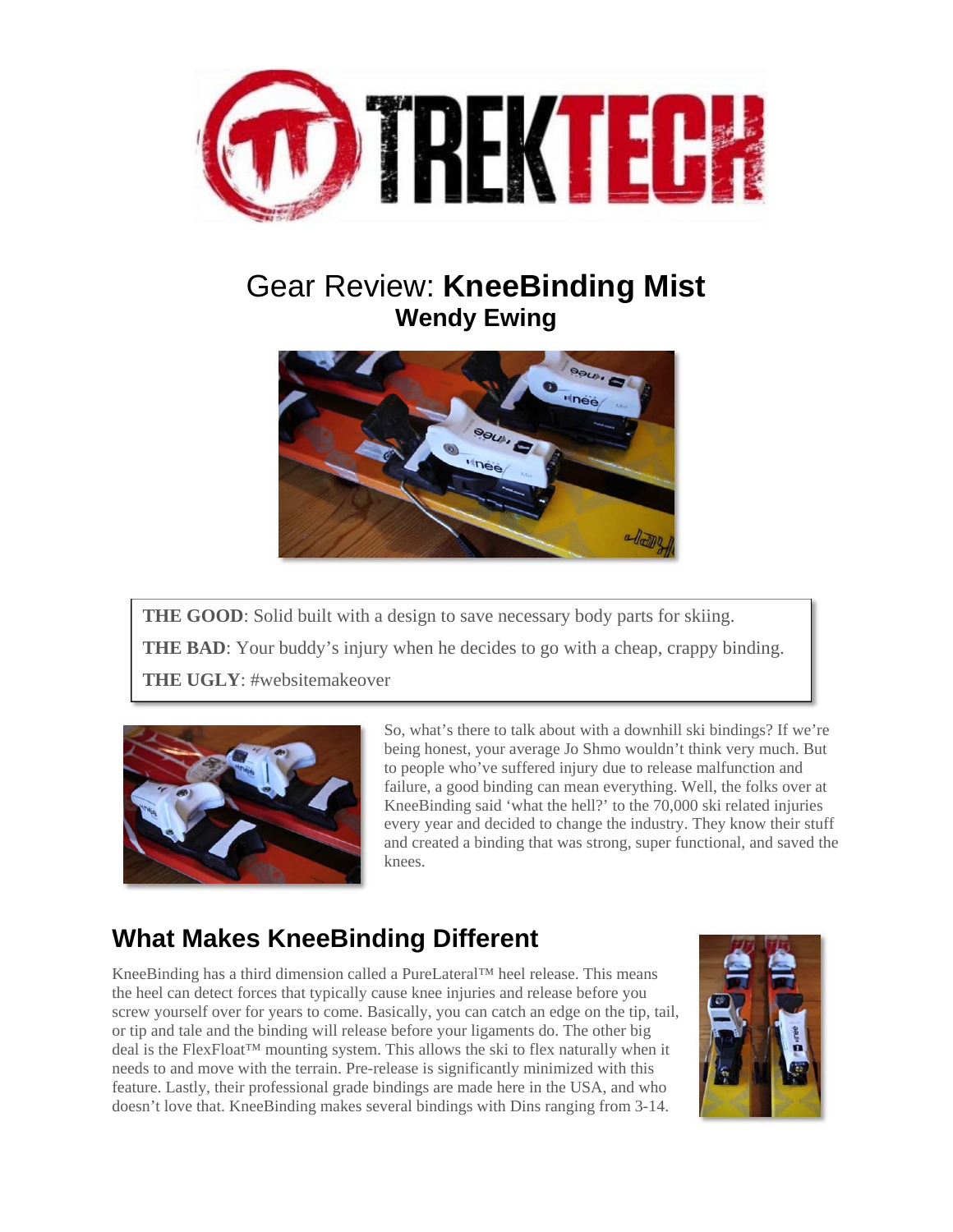# Gear Review: **KneeBinding Mist**

## Wendy Ewing

**THE GOOD**: Solid built with a design to save necessary body parts for skiing.

**THE BAD**: Your buddy's injury when he decides to go with a cheap, crappy binding.

**THE UGLY**: #websitemakeover

So, what's there to talk about with a downhill ski bindings? If we're being honest, your average Jo Shmo wouldn't think very much. But to people who've suffered injury due to release malfunction and failure, a good binding can mean everything. Well, the folks over at KneeBinding said 'what the hell?' to the 70,000 ski related injuries every year and decided to change the industry. They know their stuff and created a binding that was strong, super functional, and saved the knees.

## What Makes KneeBinding Different

KneeBinding has a third dimension called a PureLateral™ heel release. This means the heel can detect forces that typically cause knee injuries and release before you screw yourself over for years to come. Basically, you can catch an edge on the tip, tail, or tip and tale and the binding will release before your ligaments do. The other big deal is the FlexFloat™ mounting system. This allows the ski to flex naturally when it needs to and move with the terrain. Pre-release is significantly minimized with this feature. Lastly, their professional grade bindings are made here in the USA, and who doesn't love that. KneeBinding makes several bindings with Dins ranging from 3-14.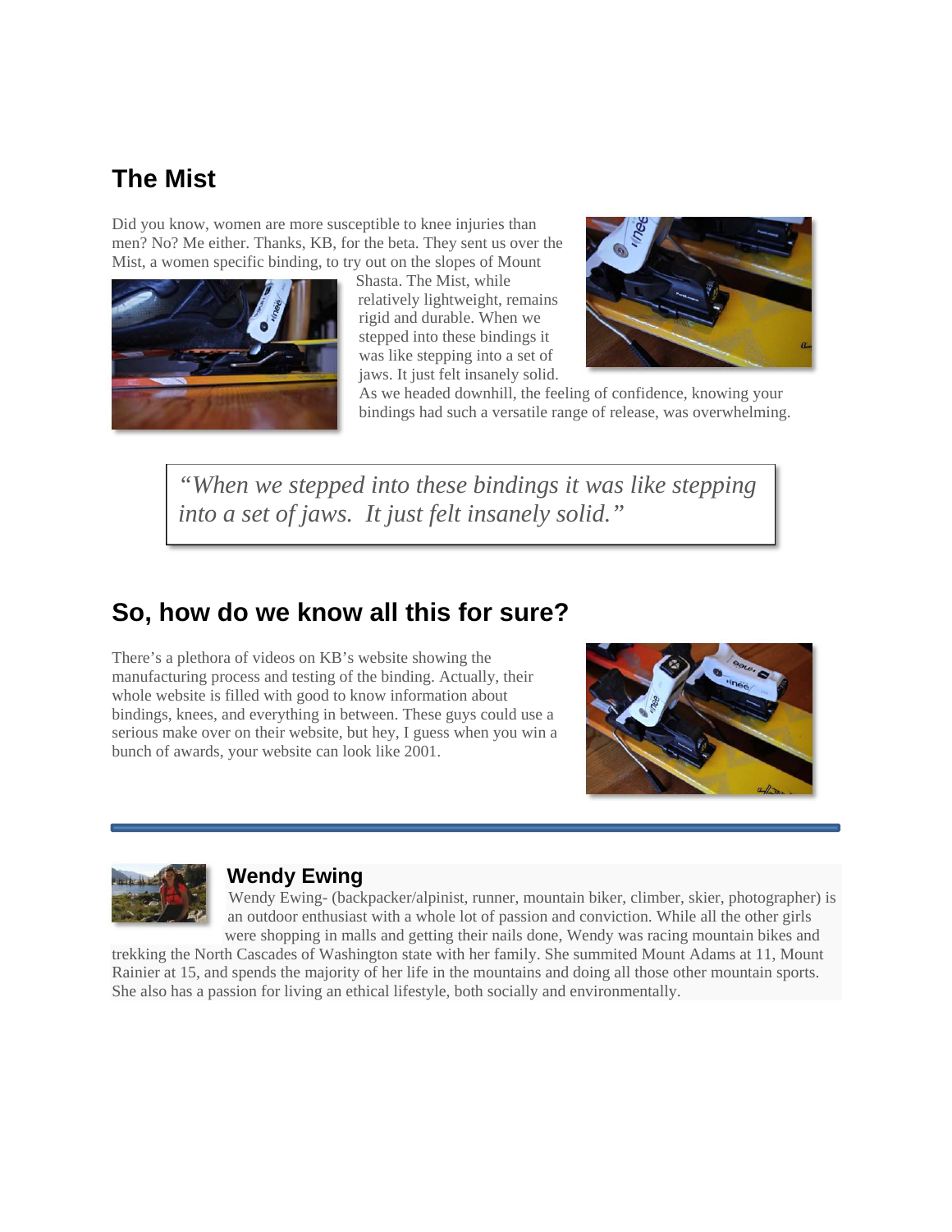## The Mist

Did you know, women are more susceptible to knee injuries than men? No? Me either. Thanks, KB, for the beta. They sent us over the Mist, a women specific binding, to try out on the slopes of Mount Shasta. The Mist, while relatively lightweight, remains rigid and durable. When we stepped into these bindings it was like stepping into a set of jaws. It just felt insanely solid. As we headed downhill, the feeling of confidence, knowing your bindings had such a versatile range of release, was overwhelming.

> *"When we stepped into these bindings it was like stepping into a set of jaws. It just felt insanely solid."*

## So, how do we know all this for sure?

There's a plethora of videos on KB's website showing the manufacturing process and testing of the binding. Actually, their whole website is filled with good to know information about bindings, knees, and everything in between. These guys could use a serious make over on their website, but hey, I guess when you win a bunch of awards, your website can look like 2001.

---

### Wendy Ewing

Wendy Ewing- (backpacker/alpinist, runner, mountain biker, climber, skier, photographer) is an outdoor enthusiast with a whole lot of passion and conviction. While all the other girls were shopping in malls and getting their nails done, Wendy was racing mountain bikes and trekking the North Cascades of Washington state with her family. She summited Mount Adams at 11, Mount Rainier at 15, and spends the majority of her life in the mountains and doing all those other mountain sports. She also has a passion for living an ethical lifestyle, both socially and environmentally.